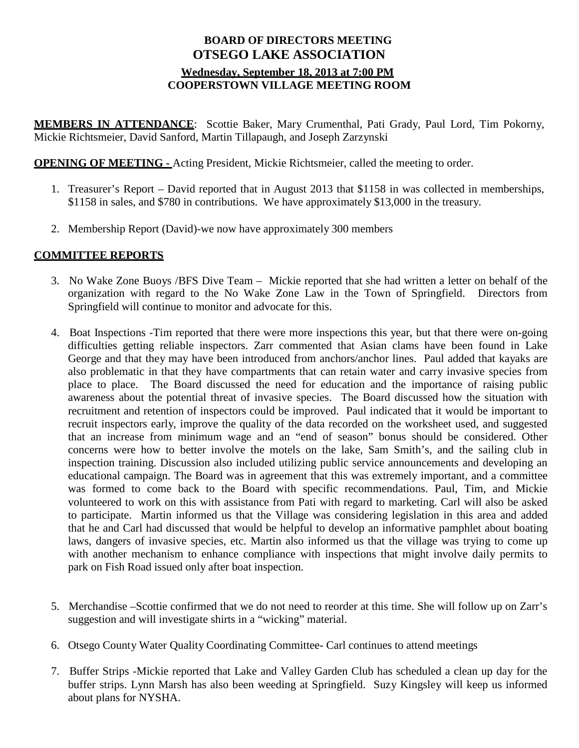# BOARD OF DIRECTORS MEETING
# OTSEGO LAKE ASSOCIATION

**Wednesday, September 18, 2013 at 7:00 PM**
**COOPERSTOWN VILLAGE MEETING ROOM**

**MEMBERS IN ATTENDANCE**: Scottie Baker, Mary Crumenthal, Pati Grady, Paul Lord, Tim Pokorny, Mickie Richtsmeier, David Sanford, Martin Tillapaugh, and Joseph Zarzynski

**OPENING OF MEETING -** Acting President, Mickie Richtsmeier, called the meeting to order.

1. Treasurer's Report – David reported that in August 2013 that $1158 in was collected in memberships, $1158 in sales, and $780 in contributions. We have approximately $13,000 in the treasury.
2. Membership Report (David)-we now have approximately 300 members

## COMMITTEE REPORTS

3. No Wake Zone Buoys /BFS Dive Team – Mickie reported that she had written a letter on behalf of the organization with regard to the No Wake Zone Law in the Town of Springfield. Directors from Springfield will continue to monitor and advocate for this.
4. Boat Inspections -Tim reported that there were more inspections this year, but that there were on-going difficulties getting reliable inspectors. Zarr commented that Asian clams have been found in Lake George and that they may have been introduced from anchors/anchor lines. Paul added that kayaks are also problematic in that they have compartments that can retain water and carry invasive species from place to place. The Board discussed the need for education and the importance of raising public awareness about the potential threat of invasive species. The Board discussed how the situation with recruitment and retention of inspectors could be improved. Paul indicated that it would be important to recruit inspectors early, improve the quality of the data recorded on the worksheet used, and suggested that an increase from minimum wage and an "end of season" bonus should be considered. Other concerns were how to better involve the motels on the lake, Sam Smith's, and the sailing club in inspection training. Discussion also included utilizing public service announcements and developing an educational campaign. The Board was in agreement that this was extremely important, and a committee was formed to come back to the Board with specific recommendations. Paul, Tim, and Mickie volunteered to work on this with assistance from Pati with regard to marketing. Carl will also be asked to participate. Martin informed us that the Village was considering legislation in this area and added that he and Carl had discussed that would be helpful to develop an informative pamphlet about boating laws, dangers of invasive species, etc. Martin also informed us that the village was trying to come up with another mechanism to enhance compliance with inspections that might involve daily permits to park on Fish Road issued only after boat inspection.
5. Merchandise –Scottie confirmed that we do not need to reorder at this time. She will follow up on Zarr's suggestion and will investigate shirts in a "wicking" material.
6. Otsego County Water Quality Coordinating Committee- Carl continues to attend meetings
7. Buffer Strips -Mickie reported that Lake and Valley Garden Club has scheduled a clean up day for the buffer strips. Lynn Marsh has also been weeding at Springfield. Suzy Kingsley will keep us informed about plans for NYSHA.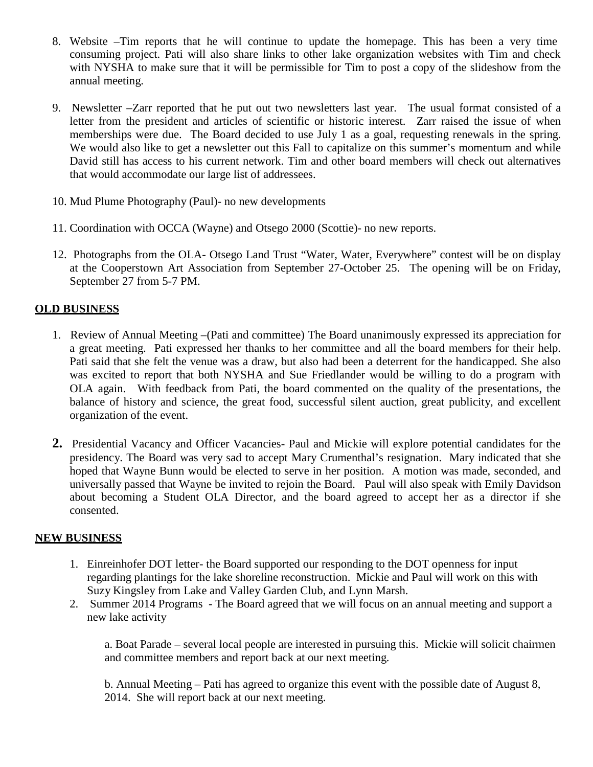8. Website –Tim reports that he will continue to update the homepage. This has been a very time consuming project. Pati will also share links to other lake organization websites with Tim and check with NYSHA to make sure that it will be permissible for Tim to post a copy of the slideshow from the annual meeting.

9. Newsletter –Zarr reported that he put out two newsletters last year. The usual format consisted of a letter from the president and articles of scientific or historic interest. Zarr raised the issue of when memberships were due. The Board decided to use July 1 as a goal, requesting renewals in the spring. We would also like to get a newsletter out this Fall to capitalize on this summer's momentum and while David still has access to his current network. Tim and other board members will check out alternatives that would accommodate our large list of addressees.

10. Mud Plume Photography (Paul)- no new developments

11. Coordination with OCCA (Wayne) and Otsego 2000 (Scottie)- no new reports.

12. Photographs from the OLA- Otsego Land Trust "Water, Water, Everywhere" contest will be on display at the Cooperstown Art Association from September 27-October 25. The opening will be on Friday, September 27 from 5-7 PM.

## OLD BUSINESS

1. Review of Annual Meeting –(Pati and committee) The Board unanimously expressed its appreciation for a great meeting. Pati expressed her thanks to her committee and all the board members for their help. Pati said that she felt the venue was a draw, but also had been a deterrent for the handicapped. She also was excited to report that both NYSHA and Sue Friedlander would be willing to do a program with OLA again. With feedback from Pati, the board commented on the quality of the presentations, the balance of history and science, the great food, successful silent auction, great publicity, and excellent organization of the event.

2. Presidential Vacancy and Officer Vacancies- Paul and Mickie will explore potential candidates for the presidency. The Board was very sad to accept Mary Crumenthal's resignation. Mary indicated that she hoped that Wayne Bunn would be elected to serve in her position. A motion was made, seconded, and universally passed that Wayne be invited to rejoin the Board. Paul will also speak with Emily Davidson about becoming a Student OLA Director, and the board agreed to accept her as a director if she consented.

## NEW BUSINESS

1. Einreinhofer DOT letter- the Board supported our responding to the DOT openness for input regarding plantings for the lake shoreline reconstruction. Mickie and Paul will work on this with Suzy Kingsley from Lake and Valley Garden Club, and Lynn Marsh.
2. Summer 2014 Programs - The Board agreed that we will focus on an annual meeting and support a new lake activity

   a. Boat Parade – several local people are interested in pursuing this. Mickie will solicit chairmen and committee members and report back at our next meeting.

   b. Annual Meeting – Pati has agreed to organize this event with the possible date of August 8, 2014. She will report back at our next meeting.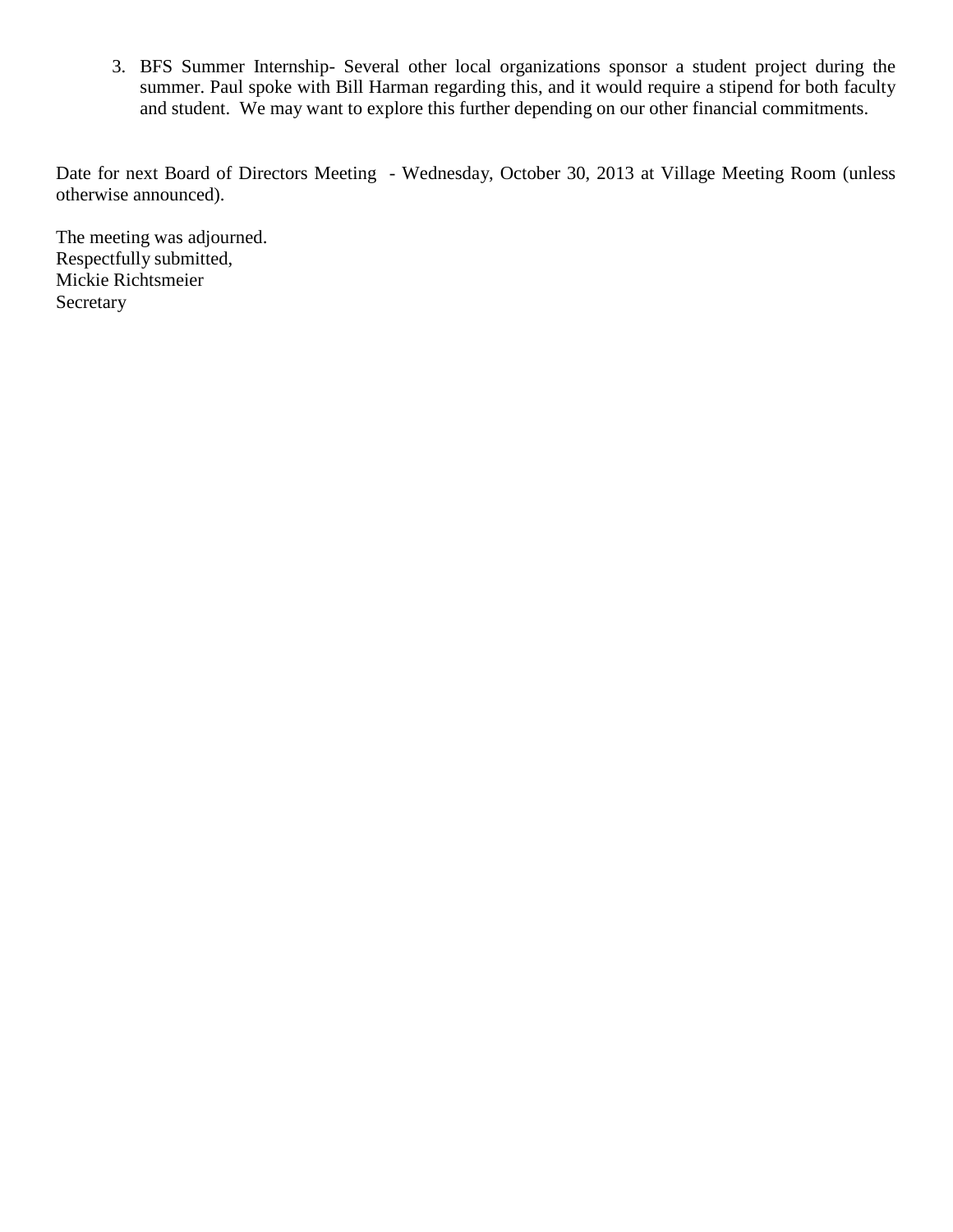3. BFS Summer Internship- Several other local organizations sponsor a student project during the summer. Paul spoke with Bill Harman regarding this, and it would require a stipend for both faculty and student. We may want to explore this further depending on our other financial commitments.

Date for next Board of Directors Meeting - Wednesday, October 30, 2013 at Village Meeting Room (unless otherwise announced).

The meeting was adjourned.
Respectfully submitted,
Mickie Richtsmeier
Secretary